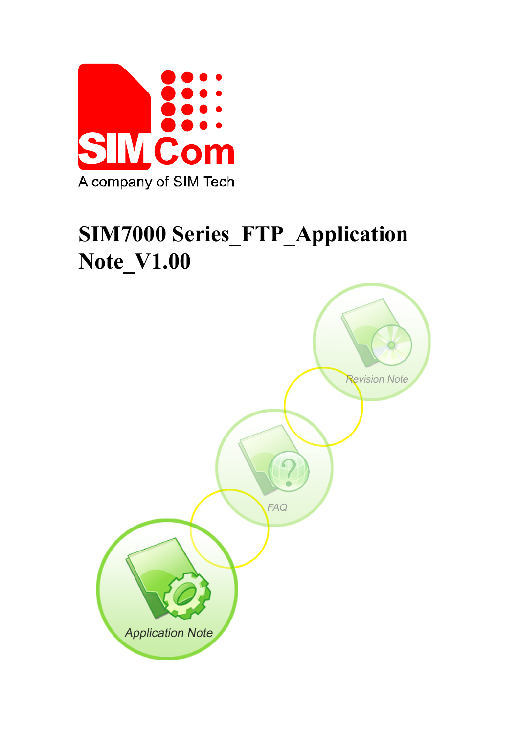# SIM7000 Series_FTP_Application Note_V1.00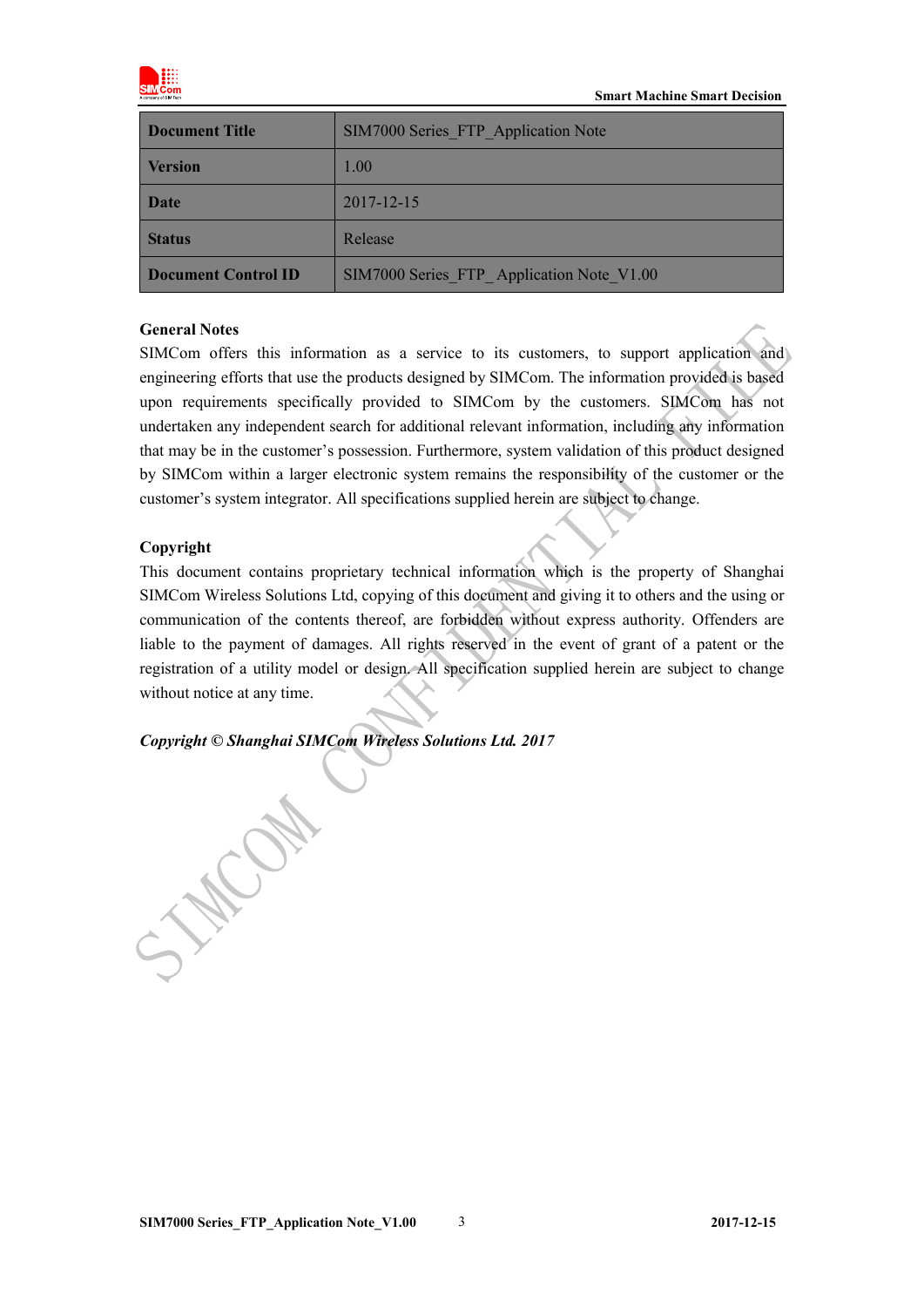| Document Title | SIM7000 Series_FTP_Application Note |
|---|---|
| Version | 1.00 |
| Date | 2017-12-15 |
| Status | Release |
| Document Control ID | SIM7000 Series_FTP_ Application Note_V1.00 |

**General Notes**

SIMCom offers this information as a service to its customers, to support application and engineering efforts that use the products designed by SIMCom. The information provided is based upon requirements specifically provided to SIMCom by the customers. SIMCom has not undertaken any independent search for additional relevant information, including any information that may be in the customer's possession. Furthermore, system validation of this product designed by SIMCom within a larger electronic system remains the responsibility of the customer or the customer's system integrator. All specifications supplied herein are subject to change.

**Copyright**

This document contains proprietary technical information which is the property of Shanghai SIMCom Wireless Solutions Ltd, copying of this document and giving it to others and the using or communication of the contents thereof, are forbidden without express authority. Offenders are liable to the payment of damages. All rights reserved in the event of grant of a patent or the registration of a utility model or design. All specification supplied herein are subject to change without notice at any time.

***Copyright © Shanghai SIMCom Wireless Solutions Ltd. 2017***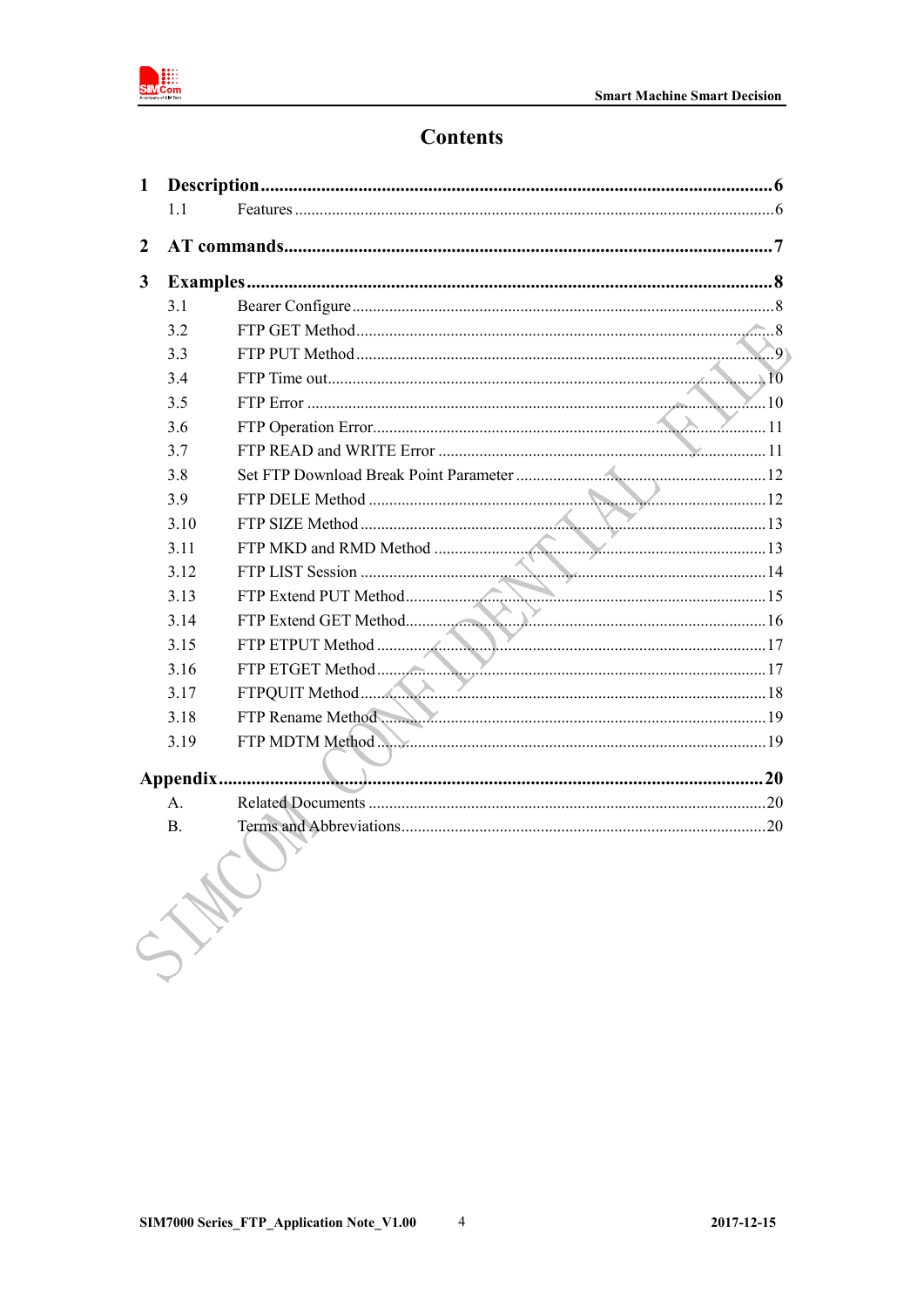# Contents

**1 Description ........................................................................................................ 6**

1.1 Features ........................................................................................................ 6

**2 AT commands ........................................................................................................ 7**

**3 Examples ........................................................................................................ 8**

3.1 Bearer Configure ........................................................................................................ 8

3.2 FTP GET Method ........................................................................................................ 8

3.3 FTP PUT Method ........................................................................................................ 9

3.4 FTP Time out ........................................................................................................ 10

3.5 FTP Error ........................................................................................................ 10

3.6 FTP Operation Error ........................................................................................................ 11

3.7 FTP READ and WRITE Error ........................................................................................................ 11

3.8 Set FTP Download Break Point Parameter ........................................................................................................ 12

3.9 FTP DELE Method ........................................................................................................ 12

3.10 FTP SIZE Method ........................................................................................................ 13

3.11 FTP MKD and RMD Method ........................................................................................................ 13

3.12 FTP LIST Session ........................................................................................................ 14

3.13 FTP Extend PUT Method ........................................................................................................ 15

3.14 FTP Extend GET Method ........................................................................................................ 16

3.15 FTP ETPUT Method ........................................................................................................ 17

3.16 FTP ETGET Method ........................................................................................................ 17

3.17 FTPQUIT Method ........................................................................................................ 18

3.18 FTP Rename Method ........................................................................................................ 19

3.19 FTP MDTM Method ........................................................................................................ 19

**Appendix ........................................................................................................ 20**

A. Related Documents ........................................................................................................ 20

B. Terms and Abbreviations ........................................................................................................ 20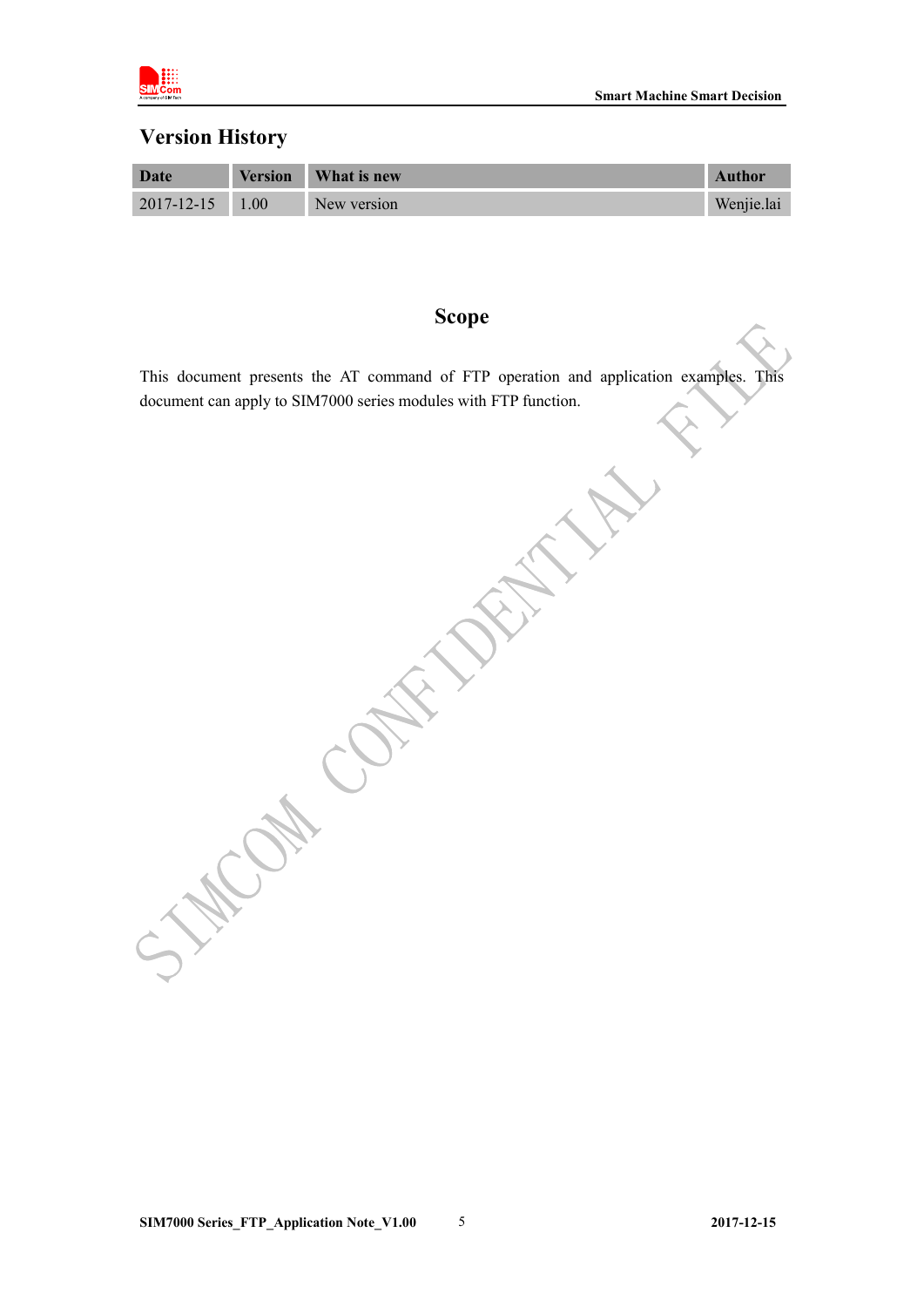## Version History

| Date | Version | What is new | Author |
|---|---|---|---|
| 2017-12-15 | 1.00 | New version | Wenjie.lai |

## Scope

This document presents the AT command of FTP operation and application examples. This document can apply to SIM7000 series modules with FTP function.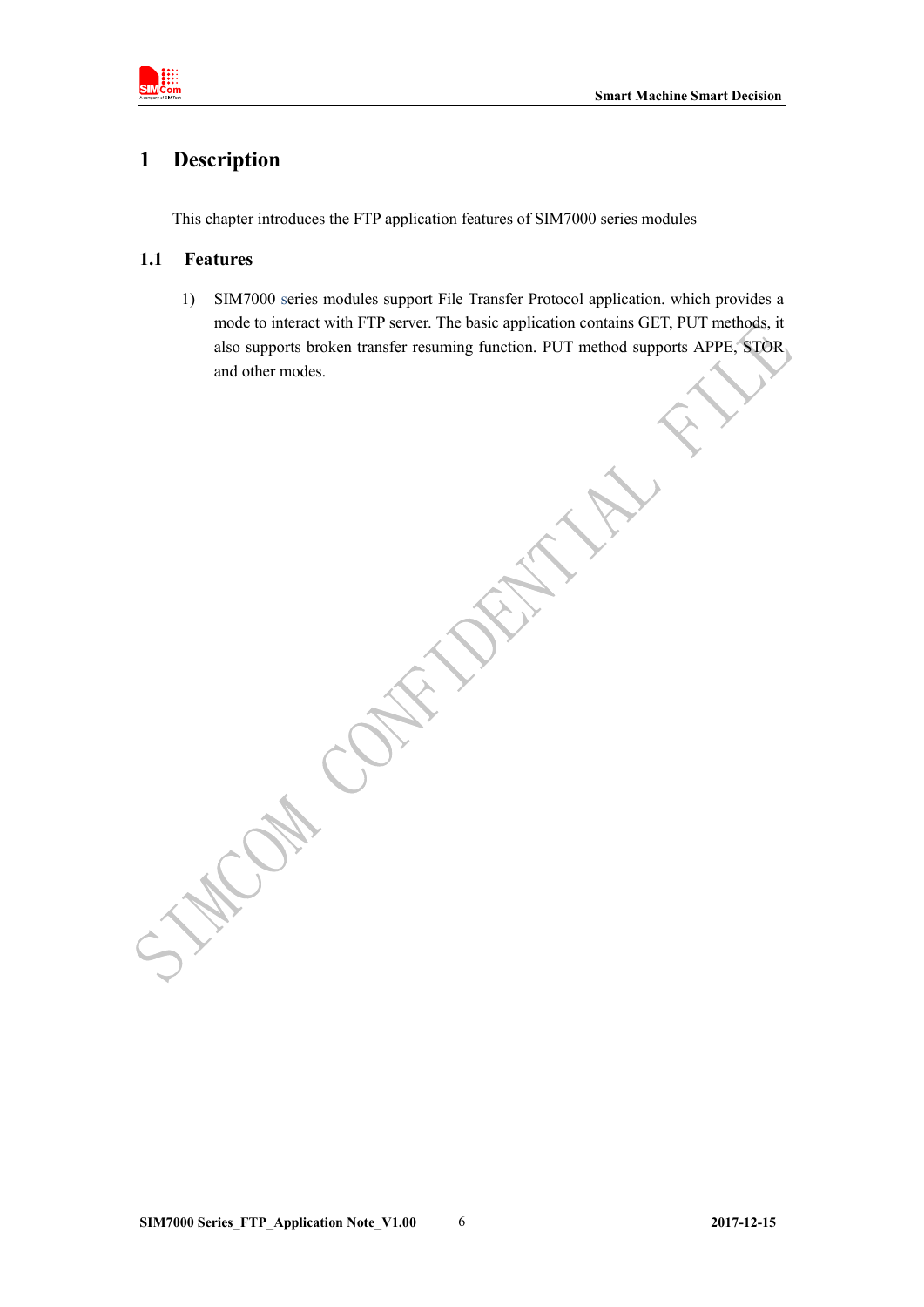# 1 Description

This chapter introduces the FTP application features of SIM7000 series modules

## 1.1 Features

1) SIM7000 series modules support File Transfer Protocol application. which provides a mode to interact with FTP server. The basic application contains GET, PUT methods, it also supports broken transfer resuming function. PUT method supports APPE, STOR and other modes.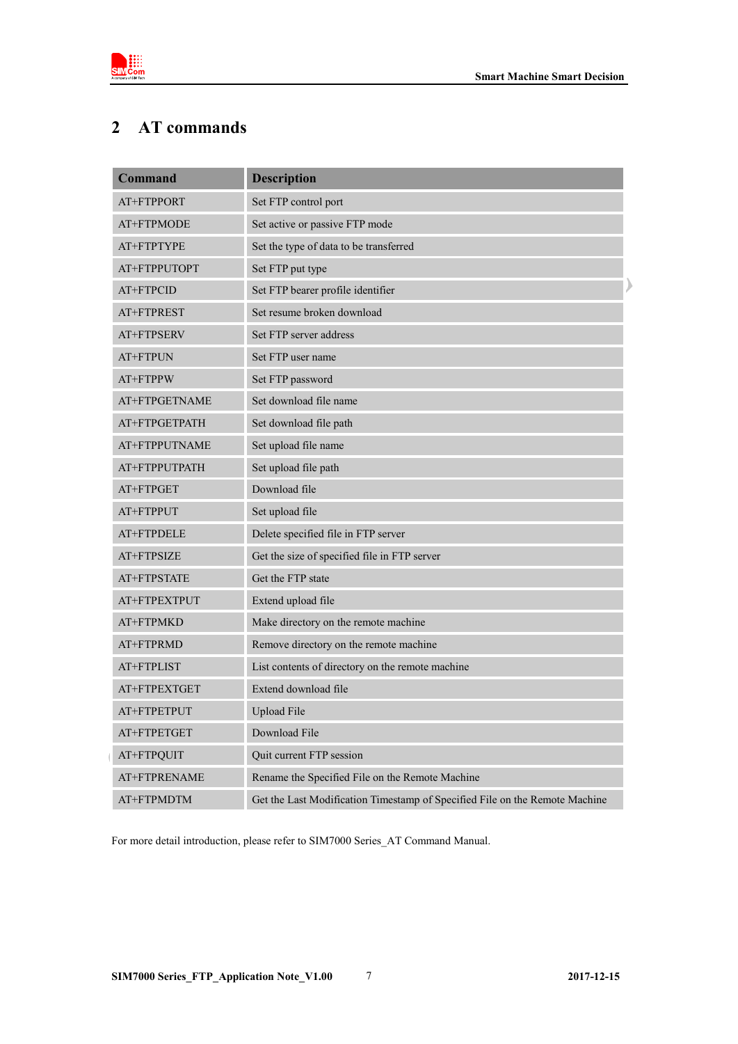# 2 AT commands

| Command | Description |
|---|---|
| AT+FTPPORT | Set FTP control port |
| AT+FTPMODE | Set active or passive FTP mode |
| AT+FTPTYPE | Set the type of data to be transferred |
| AT+FTPPUTOPT | Set FTP put type |
| AT+FTPCID | Set FTP bearer profile identifier |
| AT+FTPREST | Set resume broken download |
| AT+FTPSERV | Set FTP server address |
| AT+FTPUN | Set FTP user name |
| AT+FTPPW | Set FTP password |
| AT+FTPGETNAME | Set download file name |
| AT+FTPGETPATH | Set download file path |
| AT+FTPPUTNAME | Set upload file name |
| AT+FTPPUTPATH | Set upload file path |
| AT+FTPGET | Download file |
| AT+FTPPUT | Set upload file |
| AT+FTPDELE | Delete specified file in FTP server |
| AT+FTPSIZE | Get the size of specified file in FTP server |
| AT+FTPSTATE | Get the FTP state |
| AT+FTPEXTPUT | Extend upload file |
| AT+FTPMKD | Make directory on the remote machine |
| AT+FTPRMD | Remove directory on the remote machine |
| AT+FTPLIST | List contents of directory on the remote machine |
| AT+FTPEXTGET | Extend download file |
| AT+FTPETPUT | Upload File |
| AT+FTPETGET | Download File |
| AT+FTPQUIT | Quit current FTP session |
| AT+FTPRENAME | Rename the Specified File on the Remote Machine |
| AT+FTPMDTM | Get the Last Modification Timestamp of Specified File on the Remote Machine |

For more detail introduction, please refer to SIM7000 Series_AT Command Manual.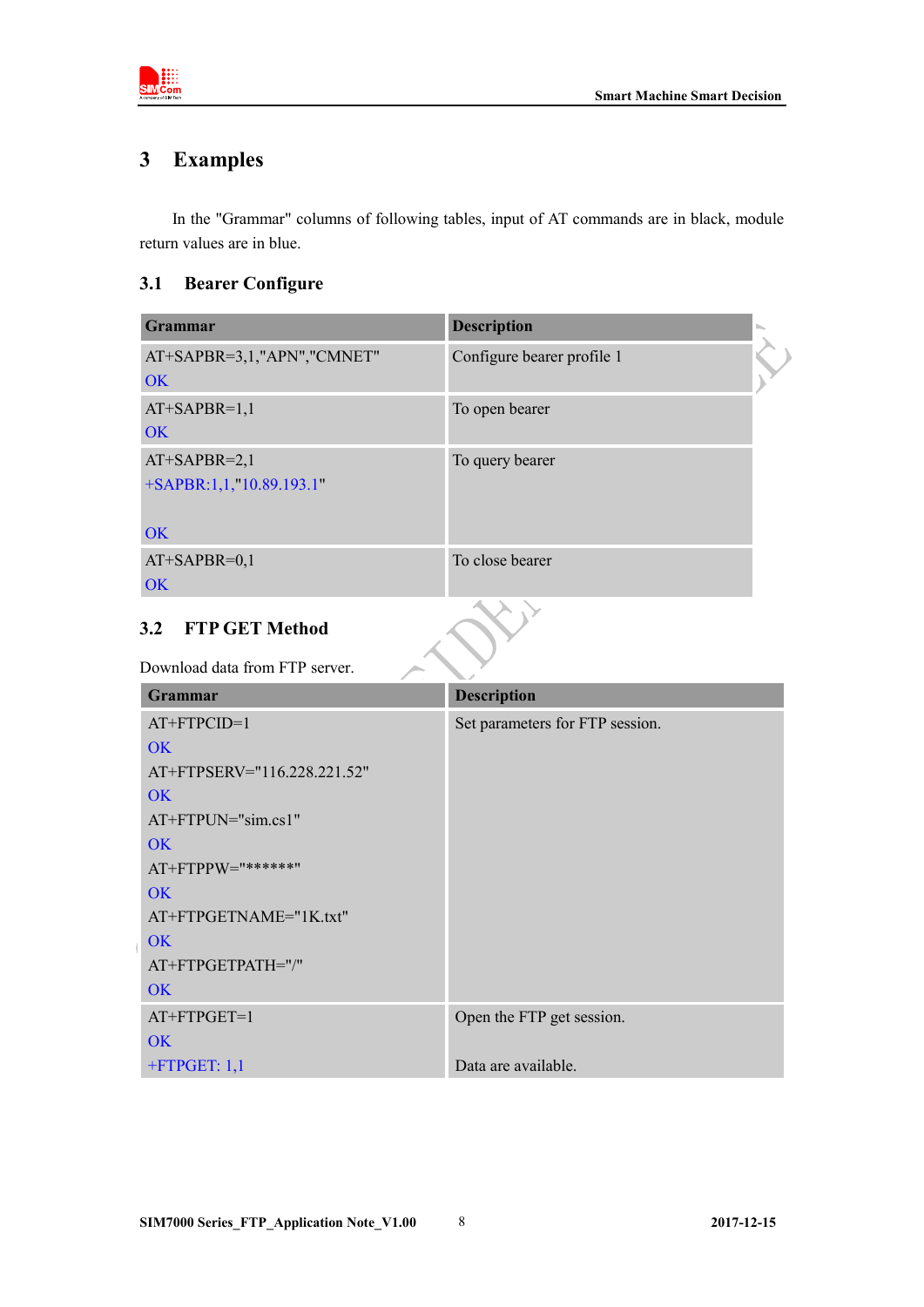# 3 Examples

In the "Grammar" columns of following tables, input of AT commands are in black, module return values are in blue.

## 3.1 Bearer Configure

| Grammar | Description |
|---|---|
| AT+SAPBR=3,1,"APN","CMNET"<br>OK | Configure bearer profile 1 |
| AT+SAPBR=1,1<br>OK | To open bearer |
| AT+SAPBR=2,1<br>+SAPBR:1,1,"10.89.193.1"<br><br>OK | To query bearer |
| AT+SAPBR=0,1<br>OK | To close bearer |

## 3.2 FTP GET Method

Download data from FTP server.

| Grammar | Description |
|---|---|
| AT+FTPCID=1<br>OK<br>AT+FTPSERV="116.228.221.52"<br>OK<br>AT+FTPUN="sim.cs1"<br>OK<br>AT+FTPPW="******"<br>OK<br>AT+FTPGETNAME="1K.txt"<br>OK<br>AT+FTPGETPATH="/"<br>OK | Set parameters for FTP session. |
| AT+FTPGET=1<br>OK<br>+FTPGET: 1,1 | Open the FTP get session.<br><br>Data are available. |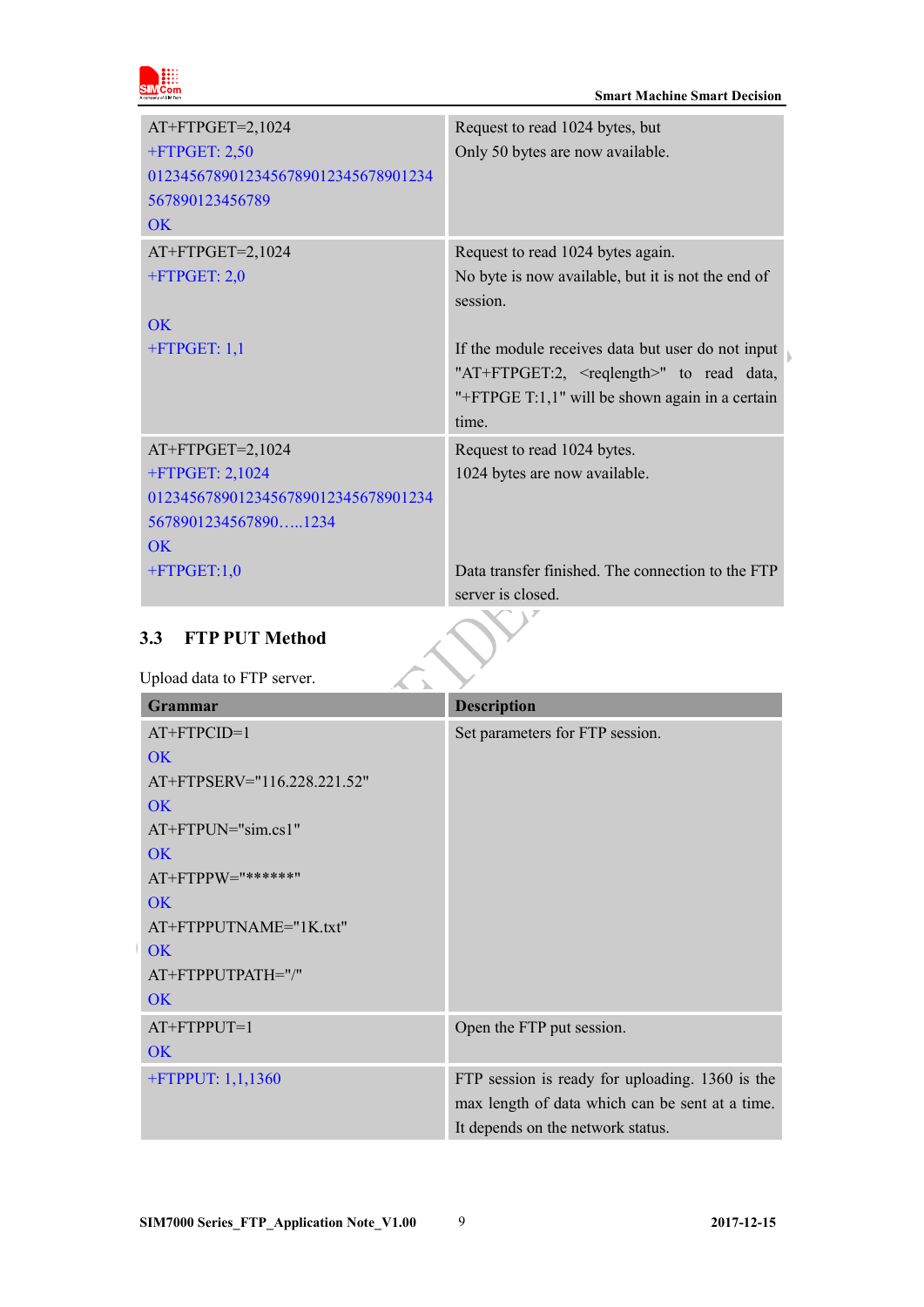| | |
|---|---|
| AT+FTPGET=2,1024<br>+FTPGET: 2,50<br>01234567890123456789012345678901234<br>567890123456789<br>OK | Request to read 1024 bytes, but<br>Only 50 bytes are now available. |
| AT+FTPGET=2,1024<br>+FTPGET: 2,0<br><br>OK<br>+FTPGET: 1,1 | Request to read 1024 bytes again.<br>No byte is now available, but it is not the end of session.<br><br>If the module receives data but user do not input "AT+FTPGET:2, <reqlength>" to read data, "+FTPGE T:1,1" will be shown again in a certain time. |
| AT+FTPGET=2,1024<br>+FTPGET: 2,1024<br>01234567890123456789012345678901234<br>5678901234567890…..1234<br>OK<br>+FTPGET:1,0 | Request to read 1024 bytes.<br>1024 bytes are now available.<br><br><br><br>Data transfer finished. The connection to the FTP server is closed. |

## 3.3 FTP PUT Method

Upload data to FTP server.

| Grammar | Description |
|---|---|
| AT+FTPCID=1<br>OK<br>AT+FTPSERV="116.228.221.52"<br>OK<br>AT+FTPUN="sim.cs1"<br>OK<br>AT+FTPPW="******"<br>OK<br>AT+FTPPUTNAME="1K.txt"<br>OK<br>AT+FTPPUTPATH="/"<br>OK | Set parameters for FTP session. |
| AT+FTPPUT=1<br>OK | Open the FTP put session. |
| +FTPPUT: 1,1,1360 | FTP session is ready for uploading. 1360 is the max length of data which can be sent at a time. It depends on the network status. |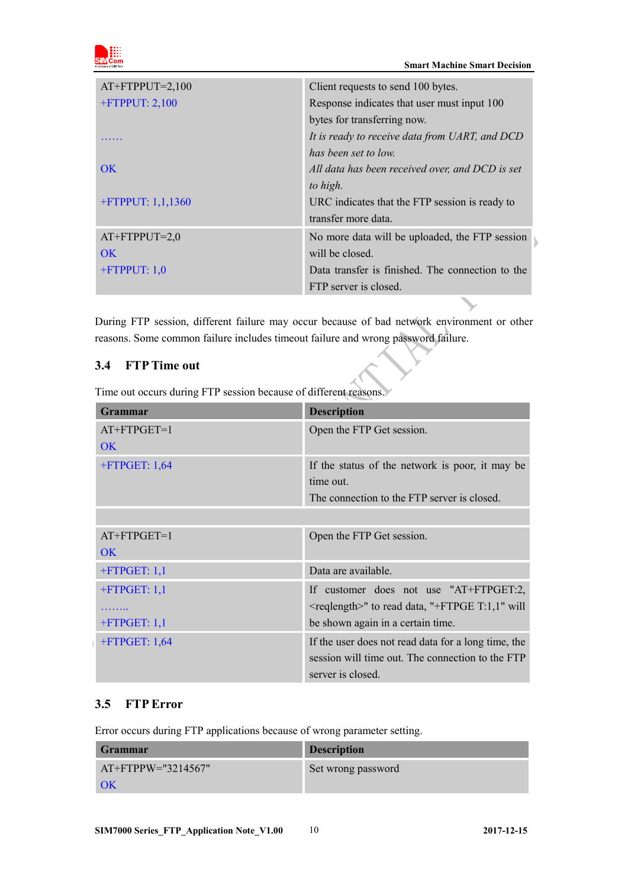| | |
|---|---|
| AT+FTPPUT=2,100<br>+FTPPUT: 2,100<br><br>……<br><br>OK<br><br>+FTPPUT: 1,1,1360 | Client requests to send 100 bytes.<br>Response indicates that user must input 100 bytes for transferring now.<br>*It is ready to receive data from UART, and DCD has been set to low.*<br>*All data has been received over, and DCD is set to high.*<br>URC indicates that the FTP session is ready to transfer more data. |
| AT+FTPPUT=2,0<br>OK<br>+FTPPUT: 1,0 | No more data will be uploaded, the FTP session will be closed.<br>Data transfer is finished. The connection to the FTP server is closed. |

During FTP session, different failure may occur because of bad network environment or other reasons. Some common failure includes timeout failure and wrong password failure.

## 3.4 FTP Time out

Time out occurs during FTP session because of different reasons.

| Grammar | Description |
|---|---|
| AT+FTPGET=1<br>OK | Open the FTP Get session. |
| +FTPGET: 1,64 | If the status of the network is poor, it may be time out.<br>The connection to the FTP server is closed. |
| | |
| AT+FTPGET=1<br>OK | Open the FTP Get session. |
| +FTPGET: 1,1 | Data are available. |
| +FTPGET: 1,1<br>……..<br>+FTPGET: 1,1 | If customer does not use "AT+FTPGET:2,<reqlength>" to read data, "+FTPGE T:1,1" will be shown again in a certain time. |
| +FTPGET: 1,64 | If the user does not read data for a long time, the session will time out. The connection to the FTP server is closed. |

## 3.5 FTP Error

Error occurs during FTP applications because of wrong parameter setting.

| Grammar | Description |
|---|---|
| AT+FTPPW="3214567"<br>OK | Set wrong password |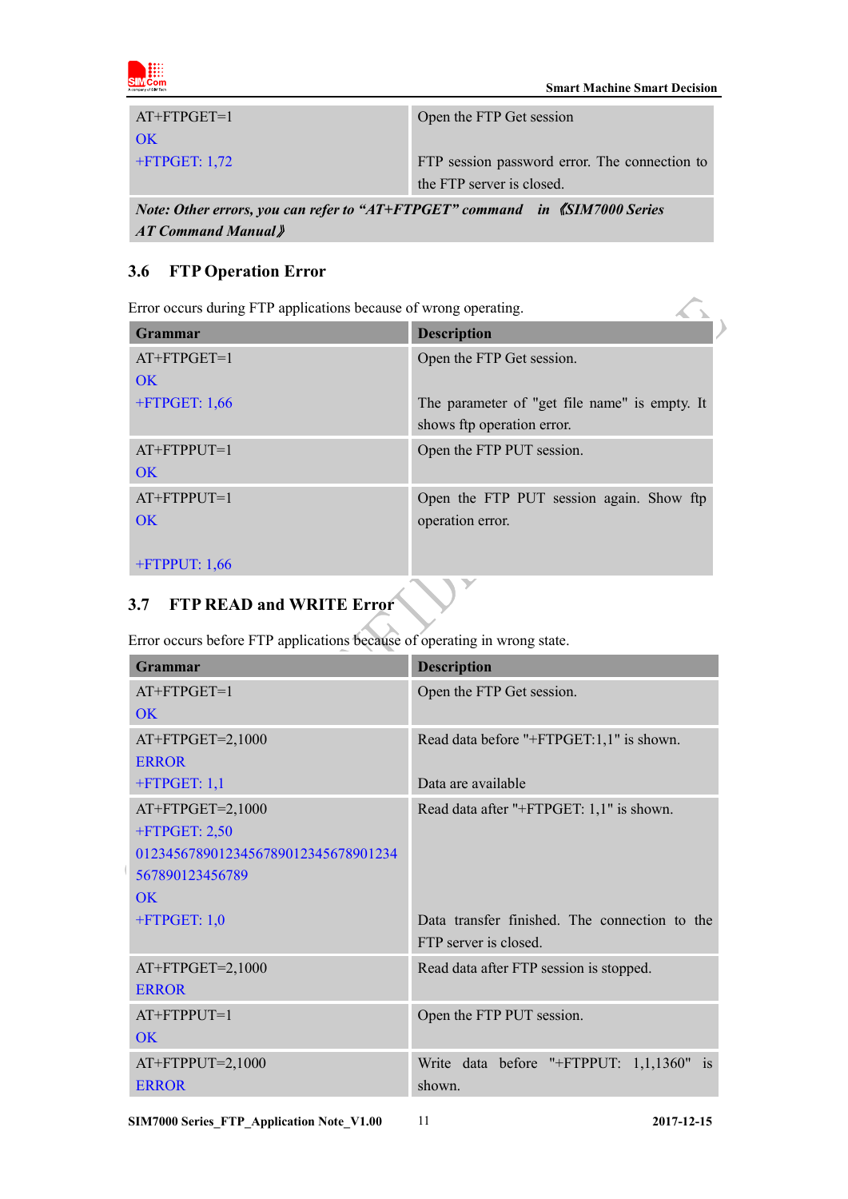| | |
|---|---|
| AT+FTPGET=1<br>OK<br>+FTPGET: 1,72 | Open the FTP Get session<br><br>FTP session password error. The connection to the FTP server is closed. |
| *Note: Other errors, you can refer to "AT+FTPGET" command in 《SIM7000 Series AT Command Manual》* | |

## 3.6 FTP Operation Error

Error occurs during FTP applications because of wrong operating.

| Grammar | Description |
|---|---|
| AT+FTPGET=1<br>OK<br>+FTPGET: 1,66 | Open the FTP Get session.<br><br>The parameter of "get file name" is empty. It shows ftp operation error. |
| AT+FTPPUT=1<br>OK | Open the FTP PUT session. |
| AT+FTPPUT=1<br>OK<br><br>+FTPPUT: 1,66 | Open the FTP PUT session again. Show ftp operation error. |

## 3.7 FTP READ and WRITE Error

Error occurs before FTP applications because of operating in wrong state.

| Grammar | Description |
|---|---|
| AT+FTPGET=1<br>OK | Open the FTP Get session. |
| AT+FTPGET=2,1000<br>ERROR<br>+FTPGET: 1,1 | Read data before "+FTPGET:1,1" is shown.<br><br>Data are available |
| AT+FTPGET=2,1000<br>+FTPGET: 2,50<br>01234567890123456789012345678901234567890123456789<br>OK<br>+FTPGET: 1,0 | Read data after "+FTPGET: 1,1" is shown.<br><br><br><br>Data transfer finished. The connection to the FTP server is closed. |
| AT+FTPGET=2,1000<br>ERROR | Read data after FTP session is stopped. |
| AT+FTPPUT=1<br>OK | Open the FTP PUT session. |
| AT+FTPPUT=2,1000<br>ERROR | Write data before "+FTPPUT: 1,1,1360" is shown. |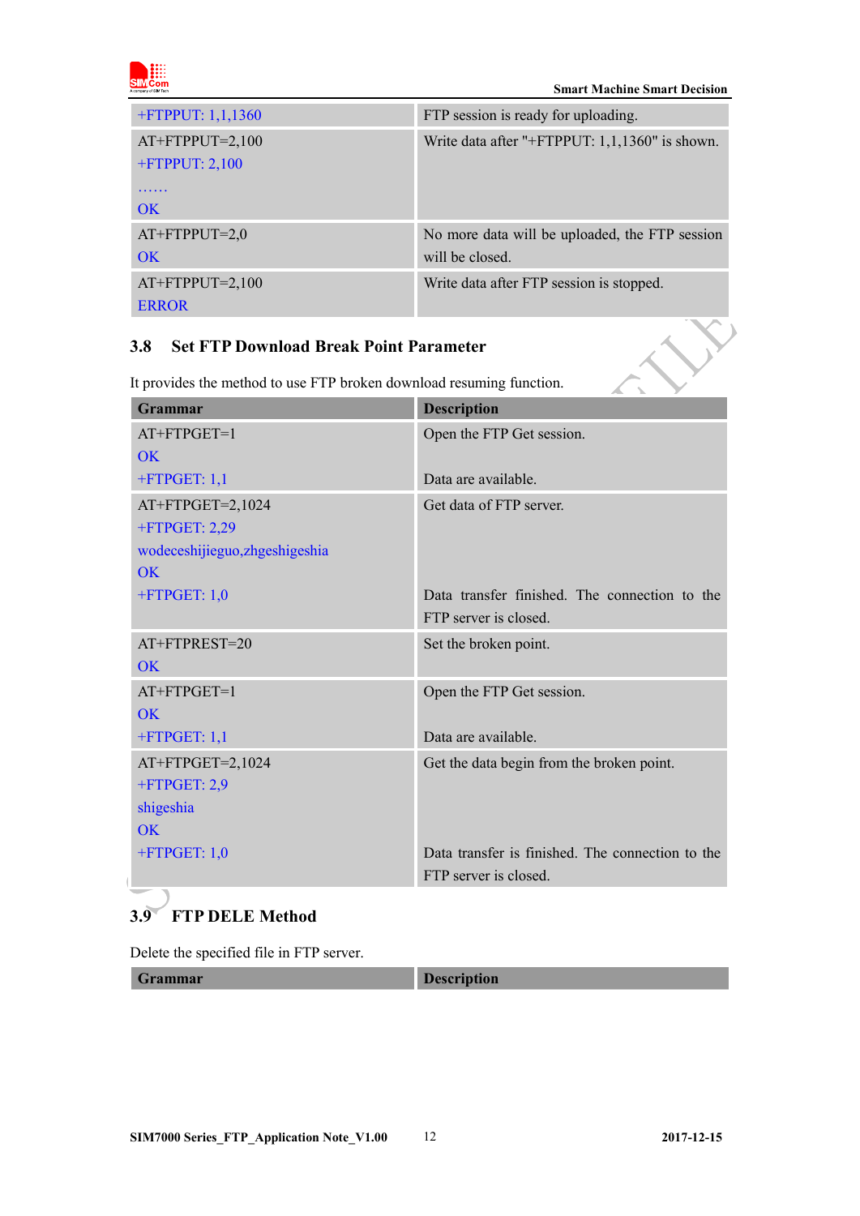| | |
|---|---|
| +FTPPUT: 1,1,1360 | FTP session is ready for uploading. |
| AT+FTPPUT=2,100<br>+FTPPUT: 2,100<br>……<br>OK | Write data after "+FTPPUT: 1,1,1360" is shown. |
| AT+FTPPUT=2,0<br>OK | No more data will be uploaded, the FTP session will be closed. |
| AT+FTPPUT=2,100<br>ERROR | Write data after FTP session is stopped. |

## 3.8 Set FTP Download Break Point Parameter

It provides the method to use FTP broken download resuming function.

| Grammar | Description |
|---|---|
| AT+FTPGET=1<br>OK<br>+FTPGET: 1,1 | Open the FTP Get session.<br><br>Data are available. |
| AT+FTPGET=2,1024<br>+FTPGET: 2,29<br>wodeceshijieguo,zhgeshigeshia<br>OK<br>+FTPGET: 1,0 | Get data of FTP server.<br><br><br><br>Data transfer finished. The connection to the FTP server is closed. |
| AT+FTPREST=20<br>OK | Set the broken point. |
| AT+FTPGET=1<br>OK<br>+FTPGET: 1,1 | Open the FTP Get session.<br><br>Data are available. |
| AT+FTPGET=2,1024<br>+FTPGET: 2,9<br>shigeshia<br>OK<br>+FTPGET: 1,0 | Get the data begin from the broken point.<br><br><br><br>Data transfer is finished. The connection to the FTP server is closed. |

## 3.9 FTP DELE Method

Delete the specified file in FTP server.

| Grammar | Description |
|---|---|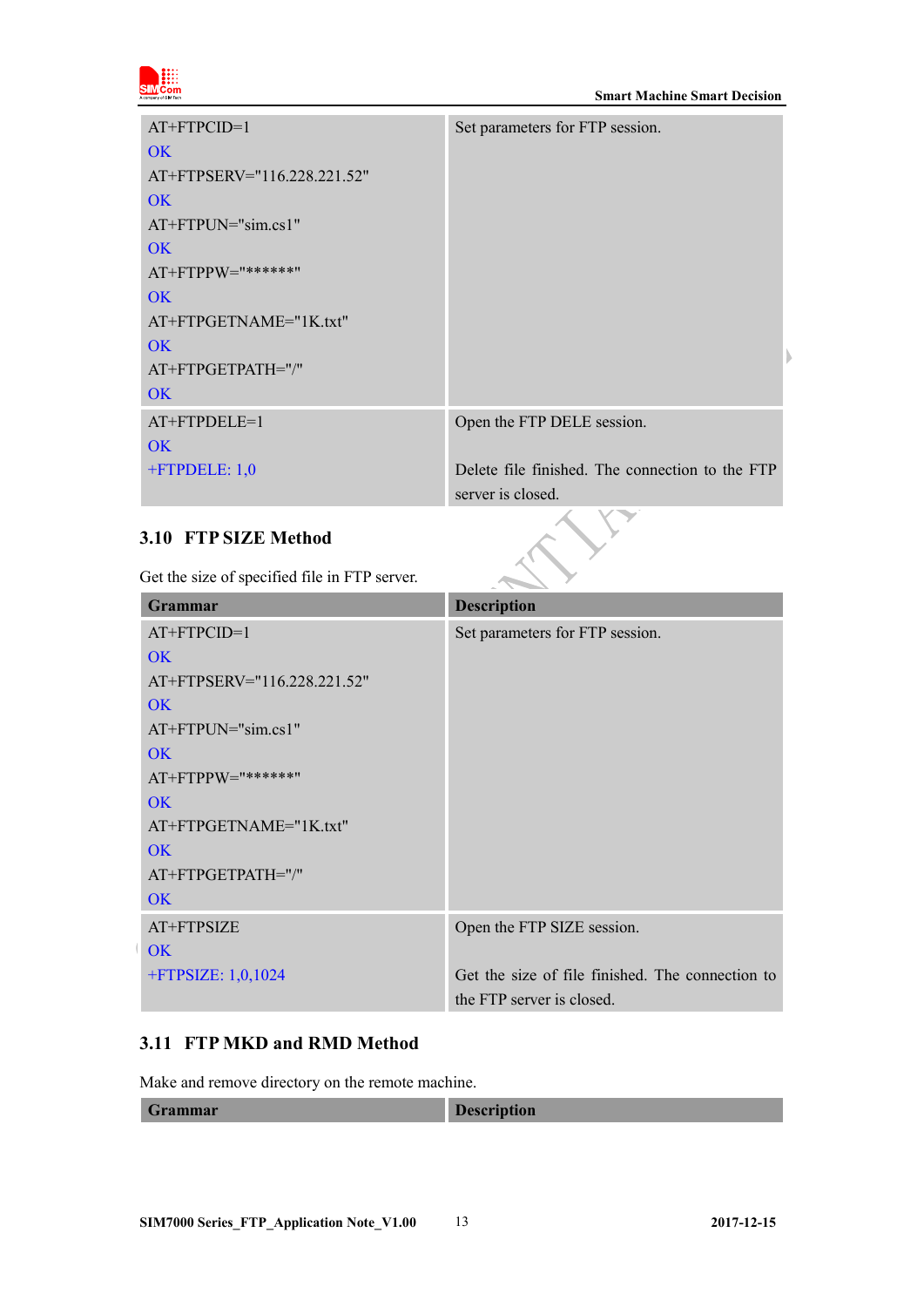| Grammar | Description |
|---|---|
| AT+FTPCID=1<br>OK<br>AT+FTPSERV="116.228.221.52"<br>OK<br>AT+FTPUN="sim.cs1"<br>OK<br>AT+FTPPW="******"<br>OK<br>AT+FTPGETNAME="1K.txt"<br>OK<br>AT+FTPGETPATH="/"<br>OK | Set parameters for FTP session. |
| AT+FTPDELE=1<br>OK<br>+FTPDELE: 1,0 | Open the FTP DELE session.<br><br>Delete file finished. The connection to the FTP server is closed. |

### 3.10 FTP SIZE Method

Get the size of specified file in FTP server.

| Grammar | Description |
|---|---|
| AT+FTPCID=1<br>OK<br>AT+FTPSERV="116.228.221.52"<br>OK<br>AT+FTPUN="sim.cs1"<br>OK<br>AT+FTPPW="******"<br>OK<br>AT+FTPGETNAME="1K.txt"<br>OK<br>AT+FTPGETPATH="/"<br>OK | Set parameters for FTP session. |
| AT+FTPSIZE<br>OK<br>+FTPSIZE: 1,0,1024 | Open the FTP SIZE session.<br><br>Get the size of file finished. The connection to the FTP server is closed. |

### 3.11 FTP MKD and RMD Method

Make and remove directory on the remote machine.

| Grammar | Description |
|---|---|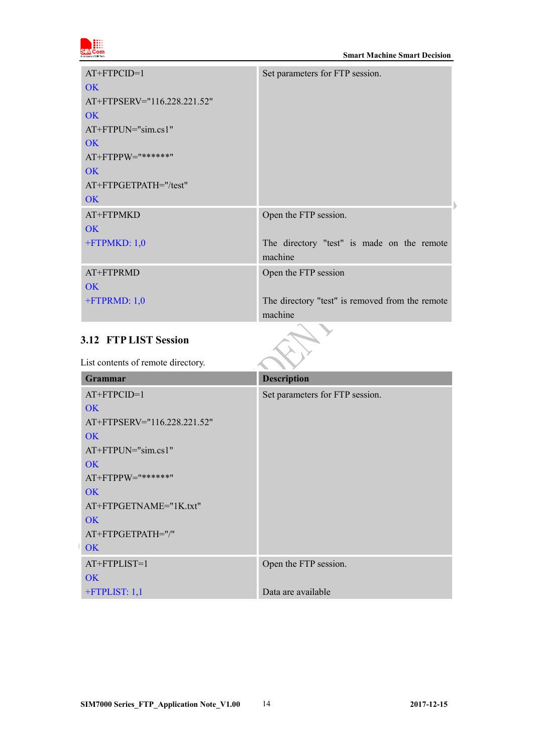| | |
|---|---|
| AT+FTPCID=1<br>OK<br>AT+FTPSERV="116.228.221.52"<br>OK<br>AT+FTPUN="sim.cs1"<br>OK<br>AT+FTPPW="******"<br>OK<br>AT+FTPGETPATH="/test"<br>OK | Set parameters for FTP session. |
| AT+FTPMKD<br>OK<br>+FTPMKD: 1,0 | Open the FTP session.<br><br>The directory "test" is made on the remote machine |
| AT+FTPRMD<br>OK<br>+FTPRMD: 1,0 | Open the FTP session<br><br>The directory "test" is removed from the remote machine |

### 3.12 FTP LIST Session

List contents of remote directory.

| Grammar | Description |
|---|---|
| AT+FTPCID=1<br>OK<br>AT+FTPSERV="116.228.221.52"<br>OK<br>AT+FTPUN="sim.cs1"<br>OK<br>AT+FTPPW="******"<br>OK<br>AT+FTPGETNAME="1K.txt"<br>OK<br>AT+FTPGETPATH="/"<br>OK | Set parameters for FTP session. |
| AT+FTPLIST=1<br>OK<br>+FTPLIST: 1,1 | Open the FTP session.<br><br>Data are available |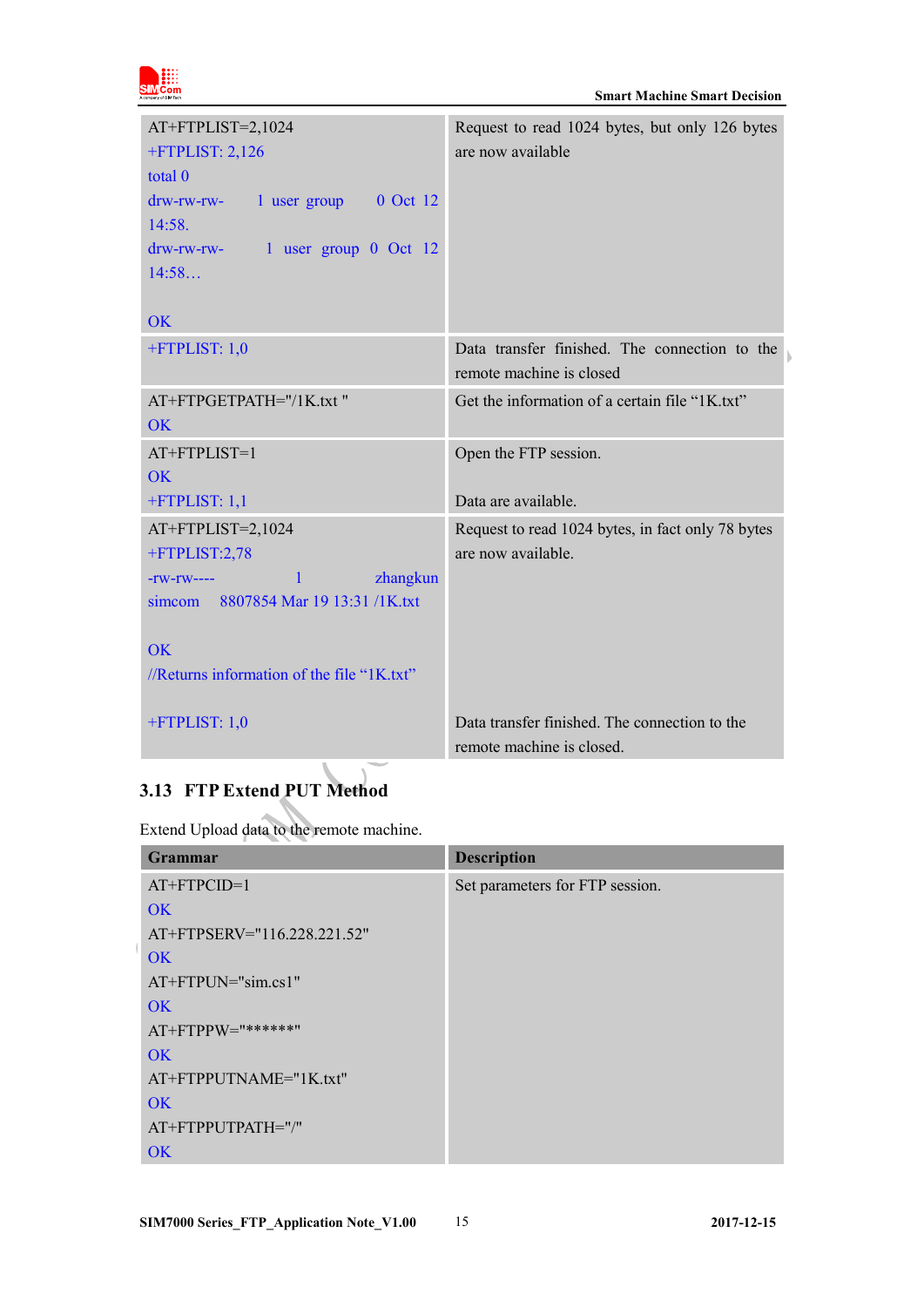| | |
|---|---|
| AT+FTPLIST=2,1024<br>+FTPLIST: 2,126<br>total 0<br>drw-rw-rw- 1 user group 0 Oct 12 14:58.<br>drw-rw-rw- 1 user group 0 Oct 12 14:58…<br><br>OK | Request to read 1024 bytes, but only 126 bytes are now available |
| +FTPLIST: 1,0 | Data transfer finished. The connection to the remote machine is closed |
| AT+FTPGETPATH="/1K.txt "<br>OK | Get the information of a certain file "1K.txt" |
| AT+FTPLIST=1<br>OK<br>+FTPLIST: 1,1 | Open the FTP session.<br><br>Data are available. |
| AT+FTPLIST=2,1024<br>+FTPLIST:2,78<br>-rw-rw---- 1 zhangkun simcom 8807854 Mar 19 13:31 /1K.txt<br><br>OK<br>//Returns information of the file "1K.txt"<br><br>+FTPLIST: 1,0 | Request to read 1024 bytes, in fact only 78 bytes are now available.<br><br><br><br><br><br><br>Data transfer finished. The connection to the remote machine is closed. |

## 3.13 FTP Extend PUT Method

Extend Upload data to the remote machine.

| Grammar | Description |
|---|---|
| AT+FTPCID=1<br>OK<br>AT+FTPSERV="116.228.221.52"<br>OK<br>AT+FTPUN="sim.cs1"<br>OK<br>AT+FTPPW="******"<br>OK<br>AT+FTPPUTNAME="1K.txt"<br>OK<br>AT+FTPPUTPATH="/"<br>OK | Set parameters for FTP session. |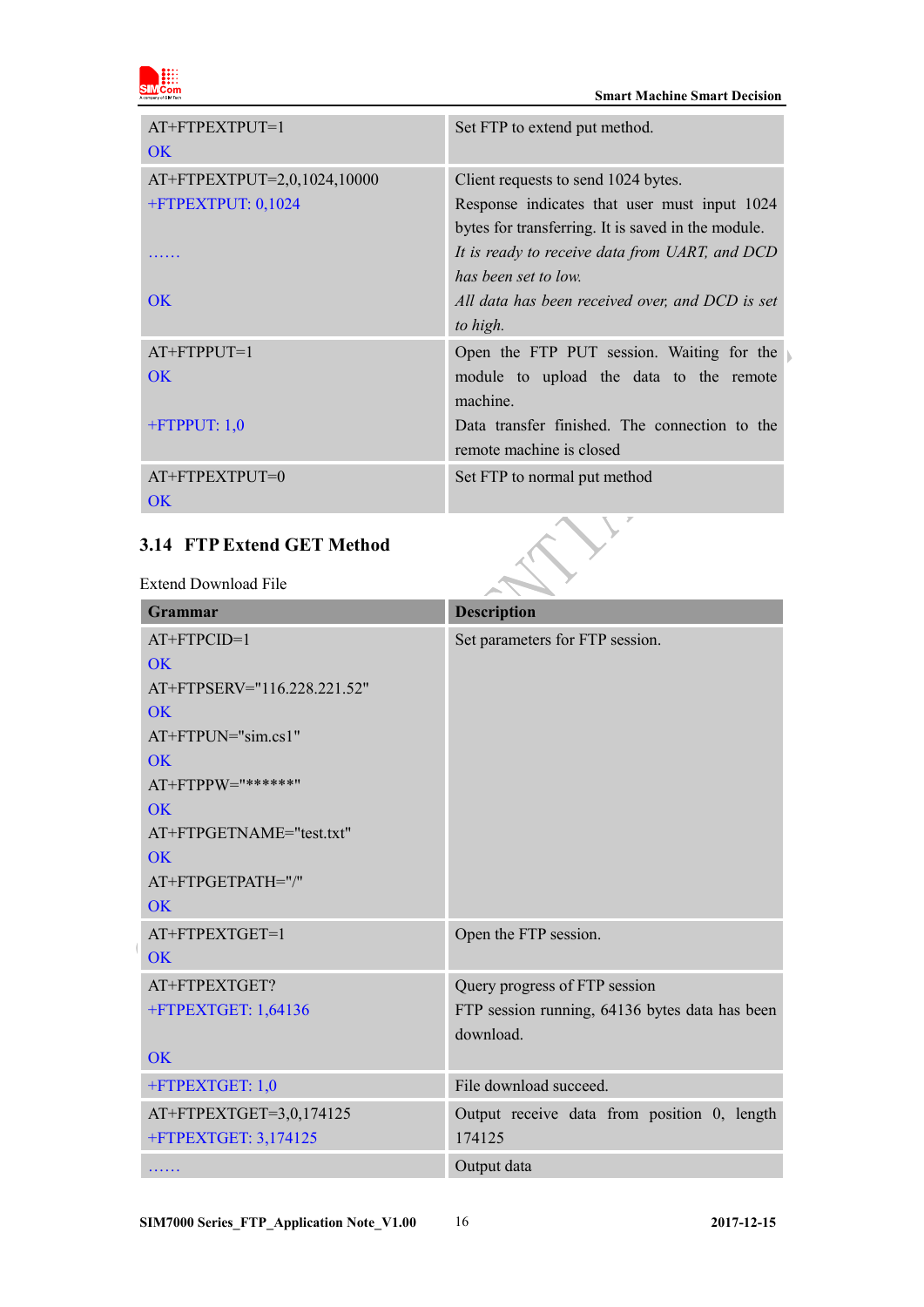| | |
|---|---|
| AT+FTPEXTPUT=1<br>OK | Set FTP to extend put method. |
| AT+FTPEXTPUT=2,0,1024,10000<br>+FTPEXTPUT: 0,1024<br><br>……<br><br>OK | Client requests to send 1024 bytes.<br>Response indicates that user must input 1024 bytes for transferring. It is saved in the module.<br>*It is ready to receive data from UART, and DCD has been set to low.*<br>*All data has been received over, and DCD is set to high.* |
| AT+FTPPUT=1<br>OK<br><br>+FTPPUT: 1,0 | Open the FTP PUT session. Waiting for the module to upload the data to the remote machine.<br>Data transfer finished. The connection to the remote machine is closed |
| AT+FTPEXTPUT=0<br>OK | Set FTP to normal put method |

## 3.14 FTP Extend GET Method

Extend Download File

| Grammar | Description |
|---|---|
| AT+FTPCID=1<br>OK<br>AT+FTPSERV="116.228.221.52"<br>OK<br>AT+FTPUN="sim.cs1"<br>OK<br>AT+FTPPW="******"<br>OK<br>AT+FTPGETNAME="test.txt"<br>OK<br>AT+FTPGETPATH="/"<br>OK | Set parameters for FTP session. |
| AT+FTPEXTGET=1<br>OK | Open the FTP session. |
| AT+FTPEXTGET?<br>+FTPEXTGET: 1,64136<br><br>OK | Query progress of FTP session<br>FTP session running, 64136 bytes data has been download. |
| +FTPEXTGET: 1,0 | File download succeed. |
| AT+FTPEXTGET=3,0,174125<br>+FTPEXTGET: 3,174125 | Output receive data from position 0, length 174125 |
| …… | Output data |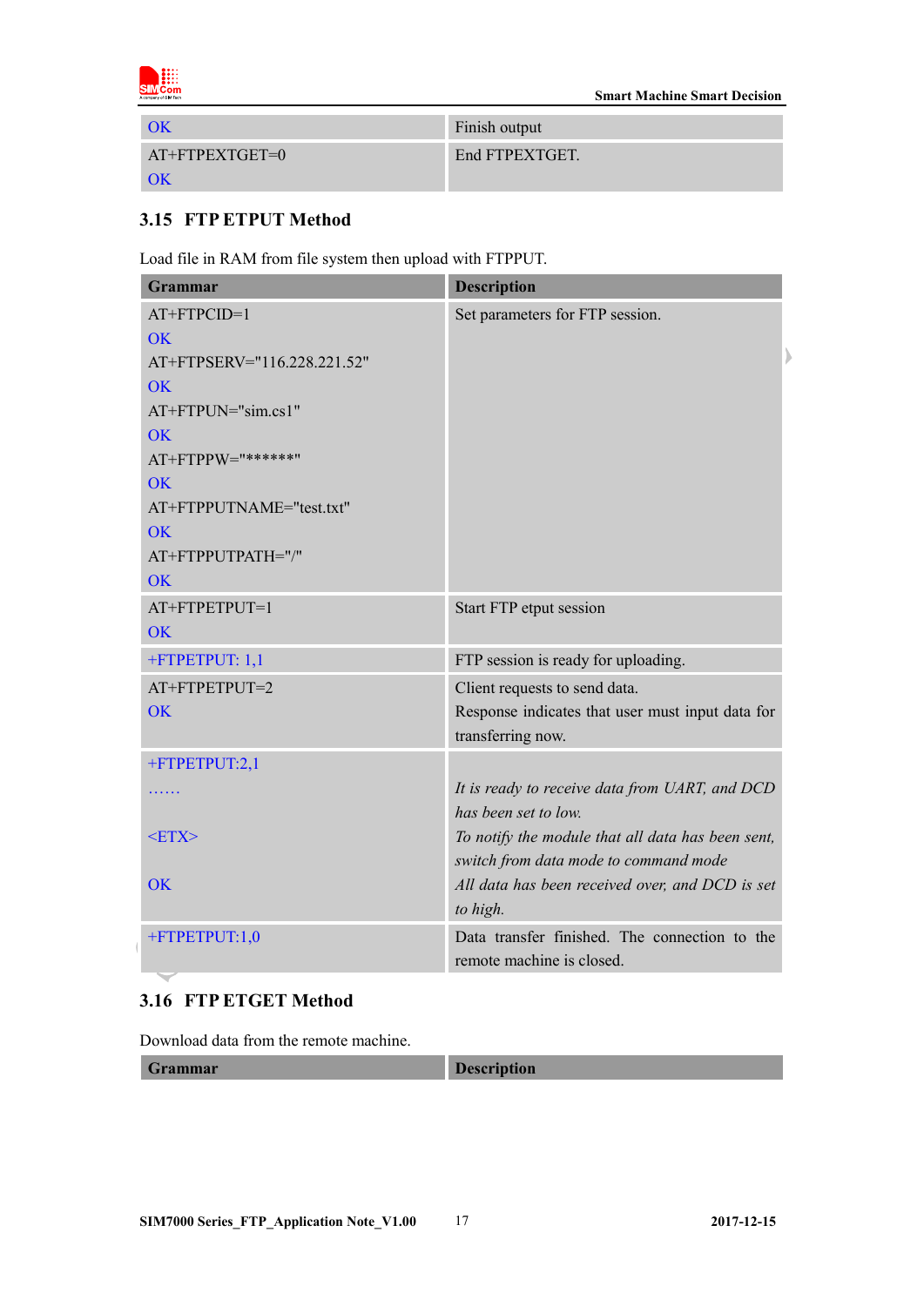| | |
|---|---|
| OK | Finish output |
| AT+FTPEXTGET=0<br>OK | End FTPEXTGET. |

## 3.15 FTP ETPUT Method

Load file in RAM from file system then upload with FTPPUT.

| Grammar | Description |
|---|---|
| AT+FTPCID=1<br>OK<br>AT+FTPSERV="116.228.221.52"<br>OK<br>AT+FTPUN="sim.cs1"<br>OK<br>AT+FTPPW="******"<br>OK<br>AT+FTPPUTNAME="test.txt"<br>OK<br>AT+FTPPUTPATH="/"<br>OK | Set parameters for FTP session. |
| AT+FTPETPUT=1<br>OK | Start FTP etput session |
| +FTPETPUT: 1,1 | FTP session is ready for uploading. |
| AT+FTPETPUT=2<br>OK | Client requests to send data.<br>Response indicates that user must input data for transferring now. |
| +FTPETPUT:2,1<br>……<br><ETX><br>OK | *It is ready to receive data from UART, and DCD has been set to low.*<br>*To notify the module that all data has been sent, switch from data mode to command mode*<br>*All data has been received over, and DCD is set to high.* |
| +FTPETPUT:1,0 | Data transfer finished. The connection to the remote machine is closed. |

## 3.16 FTP ETGET Method

Download data from the remote machine.

| Grammar | Description |
|---|---|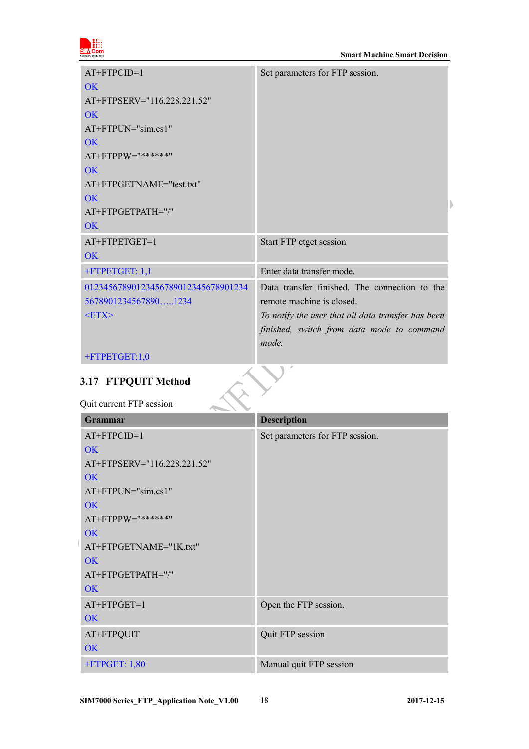| | |
|---|---|
| AT+FTPCID=1<br>OK<br>AT+FTPSERV="116.228.221.52"<br>OK<br>AT+FTPUN="sim.cs1"<br>OK<br>AT+FTPPW="******"<br>OK<br>AT+FTPGETNAME="test.txt"<br>OK<br>AT+FTPGETPATH="/"<br>OK | Set parameters for FTP session. |
| AT+FTPETGET=1<br>OK | Start FTP etget session |
| +FTPETGET: 1,1 | Enter data transfer mode. |
| 0123456789012345678901234567890123 4 5678901234567890…..1234<br><ETX><br><br>+FTPETGET:1,0 | Data transfer finished. The connection to the remote machine is closed.<br>*To notify the user that all data transfer has been finished, switch from data mode to command mode.* |

## 3.17 FTPQUIT Method

Quit current FTP session

| Grammar | Description |
|---|---|
| AT+FTPCID=1<br>OK<br>AT+FTPSERV="116.228.221.52"<br>OK<br>AT+FTPUN="sim.cs1"<br>OK<br>AT+FTPPW="******"<br>OK<br>AT+FTPGETNAME="1K.txt"<br>OK<br>AT+FTPGETPATH="/"<br>OK | Set parameters for FTP session. |
| AT+FTPGET=1<br>OK | Open the FTP session. |
| AT+FTPQUIT<br>OK | Quit FTP session |
| +FTPGET: 1,80 | Manual quit FTP session |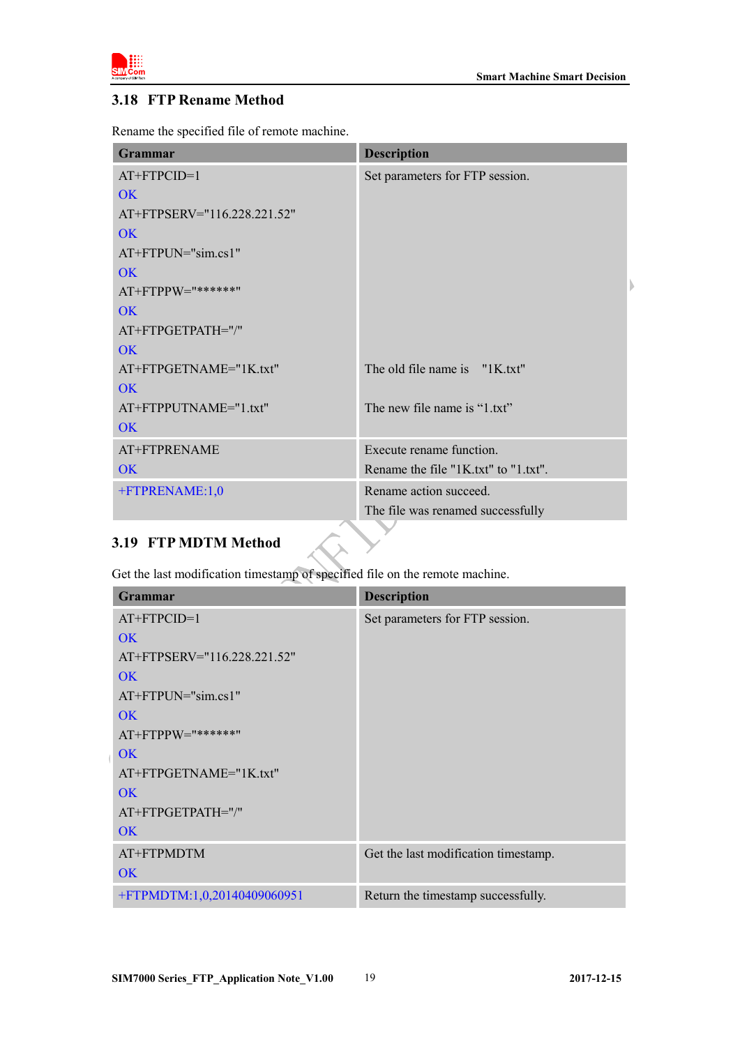## 3.18 FTP Rename Method

Rename the specified file of remote machine.

| Grammar | Description |
|---|---|
| AT+FTPCID=1<br>OK<br>AT+FTPSERV="116.228.221.52"<br>OK<br>AT+FTPUN="sim.cs1"<br>OK<br>AT+FTPPW="******"<br>OK<br>AT+FTPGETPATH="/"<br>OK<br>AT+FTPGETNAME="1K.txt"<br>OK<br>AT+FTPPUTNAME="1.txt"<br>OK | Set parameters for FTP session.<br><br><br><br><br><br><br><br><br><br>The old file name is "1K.txt"<br><br>The new file name is "1.txt" |
| AT+FTPRENAME<br>OK | Execute rename function.<br>Rename the file "1K.txt" to "1.txt". |
| +FTPRENAME:1,0 | Rename action succeed.<br>The file was renamed successfully |

## 3.19 FTP MDTM Method

Get the last modification timestamp of specified file on the remote machine.

| Grammar | Description |
|---|---|
| AT+FTPCID=1<br>OK<br>AT+FTPSERV="116.228.221.52"<br>OK<br>AT+FTPUN="sim.cs1"<br>OK<br>AT+FTPPW="******"<br>OK<br>AT+FTPGETNAME="1K.txt"<br>OK<br>AT+FTPGETPATH="/"<br>OK | Set parameters for FTP session. |
| AT+FTPMDTM<br>OK | Get the last modification timestamp. |
| +FTPMDTM:1,0,20140409060951 | Return the timestamp successfully. |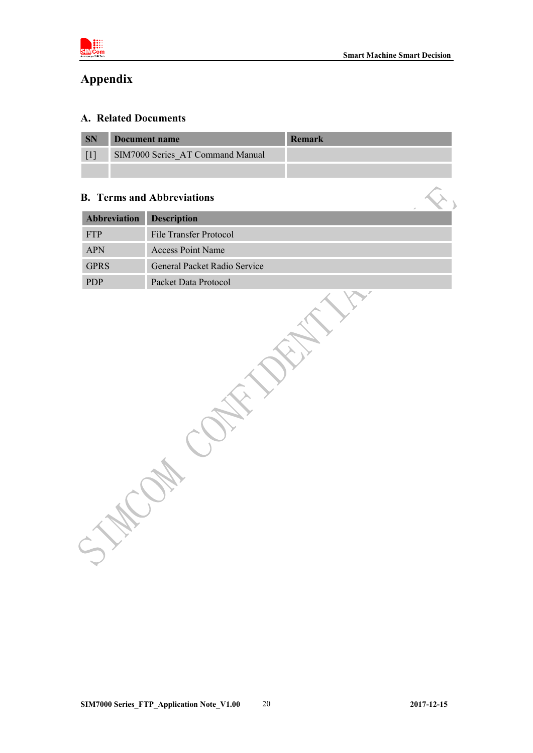# Appendix

## A. Related Documents

| SN | Document name | Remark |
|---|---|---|
| [1] | SIM7000 Series_AT Command Manual | |
| | | |

## B. Terms and Abbreviations

| Abbreviation | Description |
|---|---|
| FTP | File Transfer Protocol |
| APN | Access Point Name |
| GPRS | General Packet Radio Service |
| PDP | Packet Data Protocol |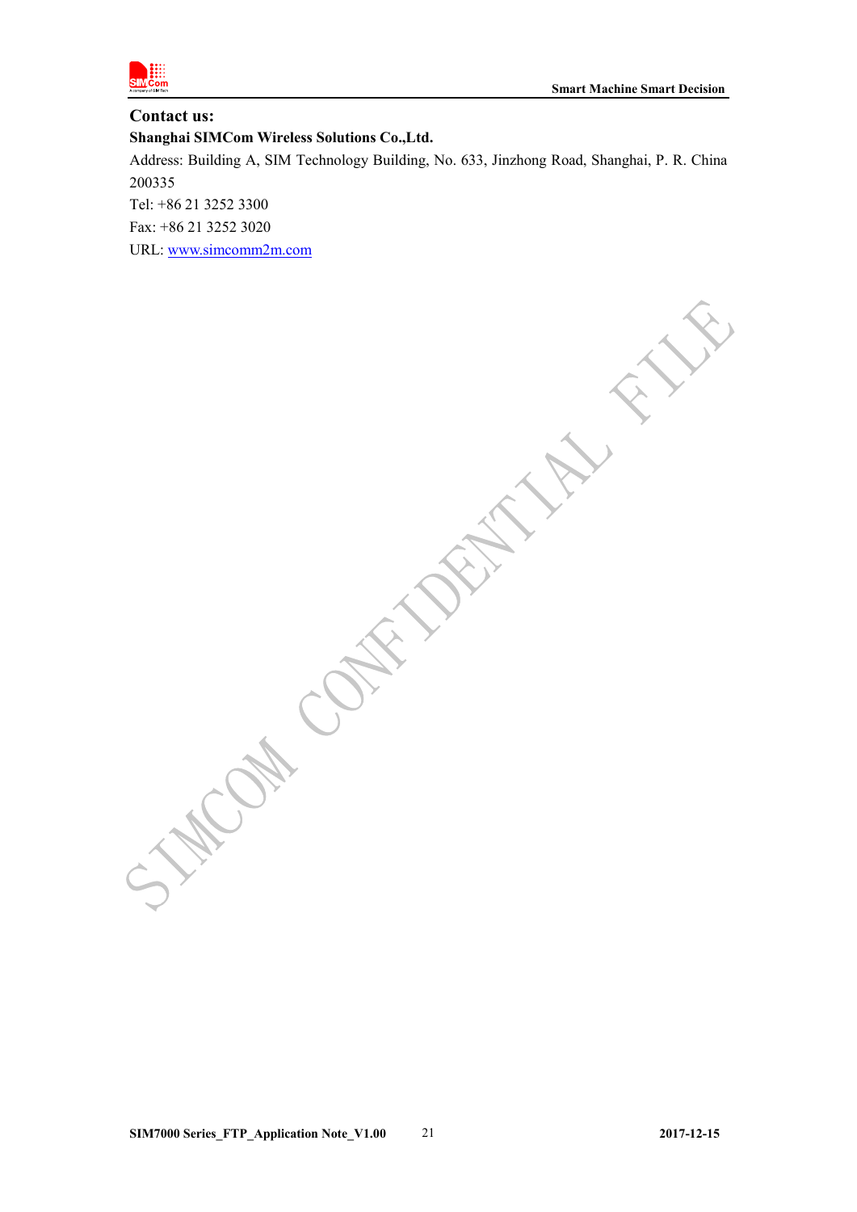**Contact us:**

**Shanghai SIMCom Wireless Solutions Co.,Ltd.**

Address: Building A, SIM Technology Building, No. 633, Jinzhong Road, Shanghai, P. R. China 200335

Tel: +86 21 3252 3300

Fax: +86 21 3252 3020

URL: [www.simcomm2m.com](http://www.simcomm2m.com)